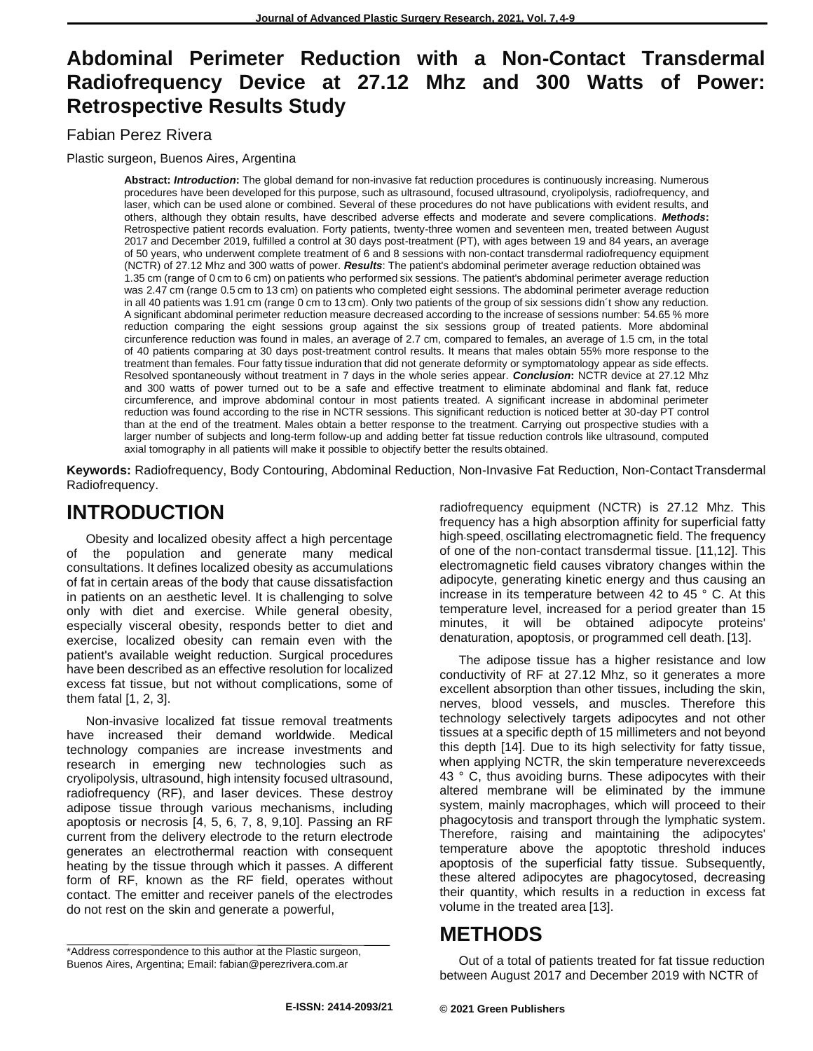# Abdominal Perimeter Reduction with a Non-Contact Transdermal Radiofrequency Device at 27.12 Mhz and 300 Watts of Power: Retrospective Results Study

Fabian Perez Rivera

Plastic surgeon, Buenos Aires, Argentina

**Abstract:** ***Introduction*:** The global demand for non-invasive fat reduction procedures is continuously increasing. Numerous procedures have been developed for this purpose, such as ultrasound, focused ultrasound, cryolipolysis, radiofrequency, and laser, which can be used alone or combined. Several of these procedures do not have publications with evident results, and others, although they obtain results, have described adverse effects and moderate and severe complications. ***Methods*:** Retrospective patient records evaluation. Forty patients, twenty-three women and seventeen men, treated between August 2017 and December 2019, fulfilled a control at 30 days post-treatment (PT), with ages between 19 and 84 years, an average of 50 years, who underwent complete treatment of 6 and 8 sessions with non-contact transdermal radiofrequency equipment (NCTR) of 27.12 Mhz and 300 watts of power. ***Results***: The patient's abdominal perimeter average reduction obtained was 1.35 cm (range of 0 cm to 6 cm) on patients who performed six sessions. The patient's abdominal perimeter average reduction was 2.47 cm (range 0.5 cm to 13 cm) on patients who completed eight sessions. The abdominal perimeter average reduction in all 40 patients was 1.91 cm (range 0 cm to 13 cm). Only two patients of the group of six sessions didn´t show any reduction. A significant abdominal perimeter reduction measure decreased according to the increase of sessions number: 54.65 % more reduction comparing the eight sessions group against the six sessions group of treated patients. More abdominal circumference reduction was found in males, an average of 2.7 cm, compared to females, an average of 1.5 cm, in the total of 40 patients comparing at 30 days post-treatment control results. It means that males obtain 55% more response to the treatment than females. Four fatty tissue induration that did not generate deformity or symptomatology appear as side effects. Resolved spontaneously without treatment in 7 days in the whole series appear. ***Conclusion*:** NCTR device at 27.12 Mhz and 300 watts of power turned out to be a safe and effective treatment to eliminate abdominal and flank fat, reduce circumference, and improve abdominal contour in most patients treated. A significant increase in abdominal perimeter reduction was found according to the rise in NCTR sessions. This significant reduction is noticed better at 30-day PT control than at the end of the treatment. Males obtain a better response to the treatment. Carrying out prospective studies with a larger number of subjects and long-term follow-up and adding better fat tissue reduction controls like ultrasound, computed axial tomography in all patients will make it possible to objectify better the results obtained.

**Keywords:** Radiofrequency, Body Contouring, Abdominal Reduction, Non-Invasive Fat Reduction, Non-Contact Transdermal Radiofrequency.

## INTRODUCTION

Obesity and localized obesity affect a high percentage of the population and generate many medical consultations. It defines localized obesity as accumulations of fat in certain areas of the body that cause dissatisfaction in patients on an aesthetic level. It is challenging to solve only with diet and exercise. While general obesity, especially visceral obesity, responds better to diet and exercise, localized obesity can remain even with the patient's available weight reduction. Surgical procedures have been described as an effective resolution for localized excess fat tissue, but not without complications, some of them fatal [1, 2, 3].

Non-invasive localized fat tissue removal treatments have increased their demand worldwide. Medical technology companies are increase investments and research in emerging new technologies such as cryolipolysis, ultrasound, high intensity focused ultrasound, radiofrequency (RF), and laser devices. These destroy adipose tissue through various mechanisms, including apoptosis or necrosis [4, 5, 6, 7, 8, 9,10]. Passing an RF current from the delivery electrode to the return electrode generates an electrothermal reaction with consequent heating by the tissue through which it passes. A different form of RF, known as the RF field, operates without contact. The emitter and receiver panels of the electrodes do not rest on the skin and generate a powerful, radiofrequency equipment (NCTR) is 27.12 Mhz. This frequency has a high absorption affinity for superficial fatty high-speed, oscillating electromagnetic field. The frequency of one of the non-contact transdermal tissue. [11,12]. This electromagnetic field causes vibratory changes within the adipocyte, generating kinetic energy and thus causing an increase in its temperature between 42 to 45 ° C. At this temperature level, increased for a period greater than 15 minutes, it will be obtained adipocyte proteins' denaturation, apoptosis, or programmed cell death. [13].

The adipose tissue has a higher resistance and low conductivity of RF at 27.12 Mhz, so it generates a more excellent absorption than other tissues, including the skin, nerves, blood vessels, and muscles. Therefore this technology selectively targets adipocytes and not other tissues at a specific depth of 15 millimeters and not beyond this depth [14]. Due to its high selectivity for fatty tissue, when applying NCTR, the skin temperature neverexceeds 43 ° C, thus avoiding burns. These adipocytes with their altered membrane will be eliminated by the immune system, mainly macrophages, which will proceed to their phagocytosis and transport through the lymphatic system. Therefore, raising and maintaining the adipocytes' temperature above the apoptotic threshold induces apoptosis of the superficial fatty tissue. Subsequently, these altered adipocytes are phagocytosed, decreasing their quantity, which results in a reduction in excess fat volume in the treated area [13].

## METHODS

Out of a total of patients treated for fat tissue reduction between August 2017 and December 2019 with NCTR of

---

*Address correspondence to this author at the Plastic surgeon, Buenos Aires, Argentina; Email: fabian@perezrivera.com.ar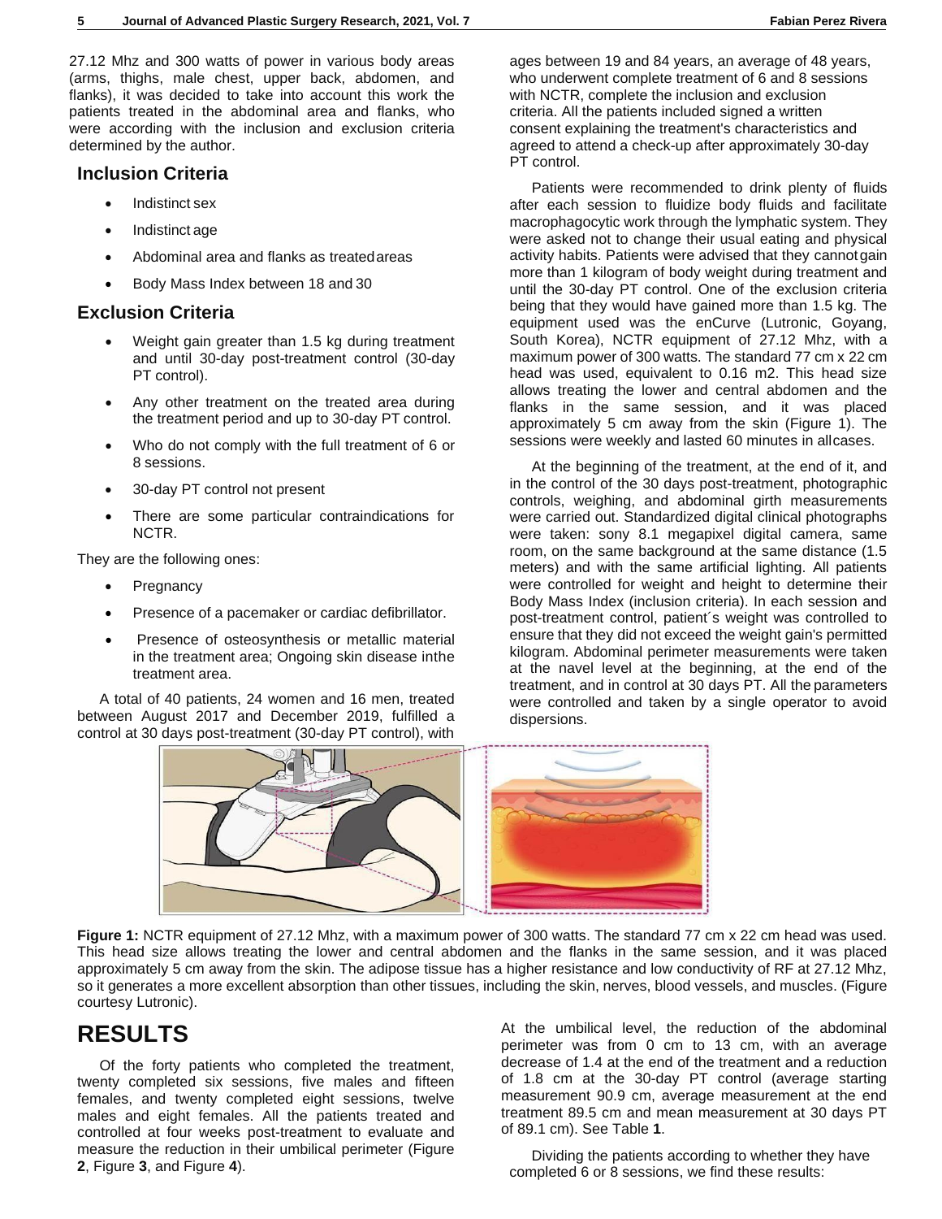27.12 Mhz and 300 watts of power in various body areas (arms, thighs, male chest, upper back, abdomen, and flanks), it was decided to take into account this work the patients treated in the abdominal area and flanks, who were according with the inclusion and exclusion criteria determined by the author.

## Inclusion Criteria

- Indistinct sex
- Indistinct age
- Abdominal area and flanks as treated areas
- Body Mass Index between 18 and 30

## Exclusion Criteria

- Weight gain greater than 1.5 kg during treatment and until 30-day post-treatment control (30-day PT control).
- Any other treatment on the treated area during the treatment period and up to 30-day PT control.
- Who do not comply with the full treatment of 6 or 8 sessions.
- 30-day PT control not present
- There are some particular contraindications for NCTR.

They are the following ones:

- Pregnancy
- Presence of a pacemaker or cardiac defibrillator.
- Presence of osteosynthesis or metallic material in the treatment area; Ongoing skin disease in the treatment area.

A total of 40 patients, 24 women and 16 men, treated between August 2017 and December 2019, fulfilled a control at 30 days post-treatment (30-day PT control), with ages between 19 and 84 years, an average of 48 years, who underwent complete treatment of 6 and 8 sessions with NCTR, complete the inclusion and exclusion criteria. All the patients included signed a written consent explaining the treatment's characteristics and agreed to attend a check-up after approximately 30-day PT control.

Patients were recommended to drink plenty of fluids after each session to fluidize body fluids and facilitate macrophagocytic work through the lymphatic system. They were asked not to change their usual eating and physical activity habits. Patients were advised that they cannot gain more than 1 kilogram of body weight during treatment and until the 30-day PT control. One of the exclusion criteria being that they would have gained more than 1.5 kg. The equipment used was the enCurve (Lutronic, Goyang, South Korea), NCTR equipment of 27.12 Mhz, with a maximum power of 300 watts. The standard 77 cm x 22 cm head was used, equivalent to 0.16 m2. This head size allows treating the lower and central abdomen and the flanks in the same session, and it was placed approximately 5 cm away from the skin (Figure 1). The sessions were weekly and lasted 60 minutes in all cases.

At the beginning of the treatment, at the end of it, and in the control of the 30 days post-treatment, photographic controls, weighing, and abdominal girth measurements were carried out. Standardized digital clinical photographs were taken: sony 8.1 megapixel digital camera, same room, on the same background at the same distance (1.5 meters) and with the same artificial lighting. All patients were controlled for weight and height to determine their Body Mass Index (inclusion criteria). In each session and post-treatment control, patient´s weight was controlled to ensure that they did not exceed the weight gain's permitted kilogram. Abdominal perimeter measurements were taken at the navel level at the beginning, at the end of the treatment, and in control at 30 days PT. All the parameters were controlled and taken by a single operator to avoid dispersions.

**Figure 1:** NCTR equipment of 27.12 Mhz, with a maximum power of 300 watts. The standard 77 cm x 22 cm head was used. This head size allows treating the lower and central abdomen and the flanks in the same session, and it was placed approximately 5 cm away from the skin. The adipose tissue has a higher resistance and low conductivity of RF at 27.12 Mhz, so it generates a more excellent absorption than other tissues, including the skin, nerves, blood vessels, and muscles. (Figure courtesy Lutronic).

# RESULTS

Of the forty patients who completed the treatment, twenty completed six sessions, five males and fifteen females, and twenty completed eight sessions, twelve males and eight females. All the patients treated and controlled at four weeks post-treatment to evaluate and measure the reduction in their umbilical perimeter (Figure **2**, Figure **3**, and Figure **4**).

At the umbilical level, the reduction of the abdominal perimeter was from 0 cm to 13 cm, with an average decrease of 1.4 at the end of the treatment and a reduction of 1.8 cm at the 30-day PT control (average starting measurement 90.9 cm, average measurement at the end treatment 89.5 cm and mean measurement at 30 days PT of 89.1 cm). See Table **1**.

Dividing the patients according to whether they have completed 6 or 8 sessions, we find these results: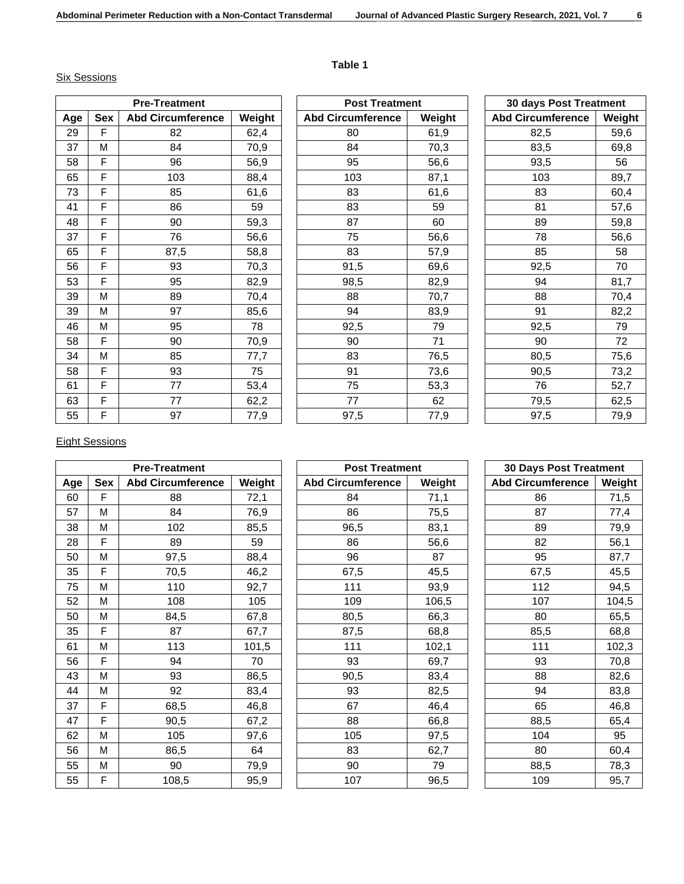**Table 1**

Six Sessions

| Pre-Treatment | | | | Post Treatment | | 30 days Post Treatment | |
|---|---|---|---|---|---|---|---|
| Age | Sex | Abd Circumference | Weight | Abd Circumference | Weight | Abd Circumference | Weight |
| 29 | F | 82 | 62,4 | 80 | 61,9 | 82,5 | 59,6 |
| 37 | M | 84 | 70,9 | 84 | 70,3 | 83,5 | 69,8 |
| 58 | F | 96 | 56,9 | 95 | 56,6 | 93,5 | 56 |
| 65 | F | 103 | 88,4 | 103 | 87,1 | 103 | 89,7 |
| 73 | F | 85 | 61,6 | 83 | 61,6 | 83 | 60,4 |
| 41 | F | 86 | 59 | 83 | 59 | 81 | 57,6 |
| 48 | F | 90 | 59,3 | 87 | 60 | 89 | 59,8 |
| 37 | F | 76 | 56,6 | 75 | 56,6 | 78 | 56,6 |
| 65 | F | 87,5 | 58,8 | 83 | 57,9 | 85 | 58 |
| 56 | F | 93 | 70,3 | 91,5 | 69,6 | 92,5 | 70 |
| 53 | F | 95 | 82,9 | 98,5 | 82,9 | 94 | 81,7 |
| 39 | M | 89 | 70,4 | 88 | 70,7 | 88 | 70,4 |
| 39 | M | 97 | 85,6 | 94 | 83,9 | 91 | 82,2 |
| 46 | M | 95 | 78 | 92,5 | 79 | 92,5 | 79 |
| 58 | F | 90 | 70,9 | 90 | 71 | 90 | 72 |
| 34 | M | 85 | 77,7 | 83 | 76,5 | 80,5 | 75,6 |
| 58 | F | 93 | 75 | 91 | 73,6 | 90,5 | 73,2 |
| 61 | F | 77 | 53,4 | 75 | 53,3 | 76 | 52,7 |
| 63 | F | 77 | 62,2 | 77 | 62 | 79,5 | 62,5 |
| 55 | F | 97 | 77,9 | 97,5 | 77,9 | 97,5 | 79,9 |

Eight Sessions

| Pre-Treatment | | | | Post Treatment | | 30 Days Post Treatment | |
|---|---|---|---|---|---|---|---|
| Age | Sex | Abd Circumference | Weight | Abd Circumference | Weight | Abd Circumference | Weight |
| 60 | F | 88 | 72,1 | 84 | 71,1 | 86 | 71,5 |
| 57 | M | 84 | 76,9 | 86 | 75,5 | 87 | 77,4 |
| 38 | M | 102 | 85,5 | 96,5 | 83,1 | 89 | 79,9 |
| 28 | F | 89 | 59 | 86 | 56,6 | 82 | 56,1 |
| 50 | M | 97,5 | 88,4 | 96 | 87 | 95 | 87,7 |
| 35 | F | 70,5 | 46,2 | 67,5 | 45,5 | 67,5 | 45,5 |
| 75 | M | 110 | 92,7 | 111 | 93,9 | 112 | 94,5 |
| 52 | M | 108 | 105 | 109 | 106,5 | 107 | 104,5 |
| 50 | M | 84,5 | 67,8 | 80,5 | 66,3 | 80 | 65,5 |
| 35 | F | 87 | 67,7 | 87,5 | 68,8 | 85,5 | 68,8 |
| 61 | M | 113 | 101,5 | 111 | 102,1 | 111 | 102,3 |
| 56 | F | 94 | 70 | 93 | 69,7 | 93 | 70,8 |
| 43 | M | 93 | 86,5 | 90,5 | 83,4 | 88 | 82,6 |
| 44 | M | 92 | 83,4 | 93 | 82,5 | 94 | 83,8 |
| 37 | F | 68,5 | 46,8 | 67 | 46,4 | 65 | 46,8 |
| 47 | F | 90,5 | 67,2 | 88 | 66,8 | 88,5 | 65,4 |
| 62 | M | 105 | 97,6 | 105 | 97,5 | 104 | 95 |
| 56 | M | 86,5 | 64 | 83 | 62,7 | 80 | 60,4 |
| 55 | M | 90 | 79,9 | 90 | 79 | 88,5 | 78,3 |
| 55 | F | 108,5 | 95,9 | 107 | 96,5 | 109 | 95,7 |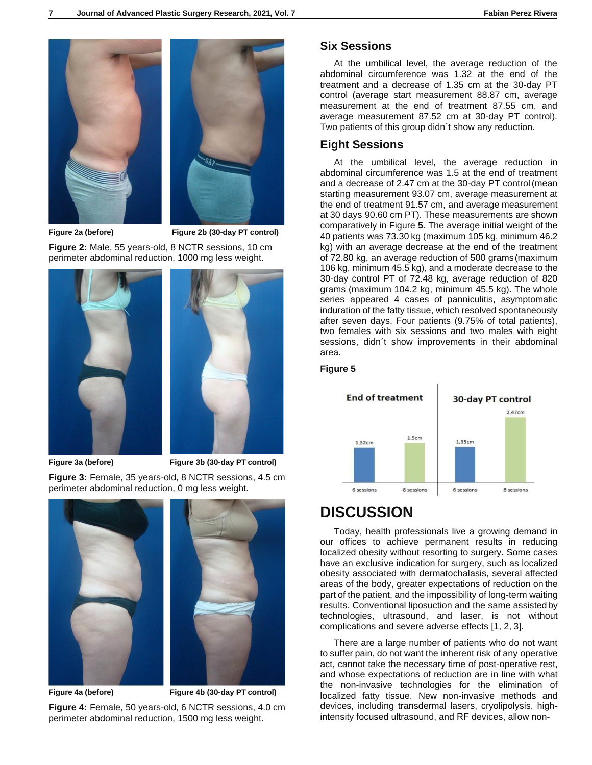Figure 2a (before) Figure 2b (30-day PT control)

**Figure 2:** Male, 55 years-old, 8 NCTR sessions, 10 cm perimeter abdominal reduction, 1000 mg less weight.

Figure 3a (before) Figure 3b (30-day PT control)

**Figure 3:** Female, 35 years-old, 8 NCTR sessions, 4.5 cm perimeter abdominal reduction, 0 mg less weight.

Figure 4a (before) Figure 4b (30-day PT control)

**Figure 4:** Female, 50 years-old, 6 NCTR sessions, 4.0 cm perimeter abdominal reduction, 1500 mg less weight.

## Six Sessions

At the umbilical level, the average reduction of the abdominal circumference was 1.32 at the end of the treatment and a decrease of 1.35 cm at the 30-day PT control (average start measurement 88.87 cm, average measurement at the end of treatment 87.55 cm, and average measurement 87.52 cm at 30-day PT control). Two patients of this group didn´t show any reduction.

## Eight Sessions

At the umbilical level, the average reduction in abdominal circumference was 1.5 at the end of treatment and a decrease of 2.47 cm at the 30-day PT control (mean starting measurement 93.07 cm, average measurement at the end of treatment 91.57 cm, and average measurement at 30 days 90.60 cm PT). These measurements are shown comparatively in Figure **5**. The average initial weight of the 40 patients was 73.30 kg (maximum 105 kg, minimum 46.2 kg) with an average decrease at the end of the treatment of 72.80 kg, an average reduction of 500 grams (maximum 106 kg, minimum 45.5 kg), and a moderate decrease to the 30-day control PT of 72.48 kg, average reduction of 820 grams (maximum 104.2 kg, minimum 45.5 kg). The whole series appeared 4 cases of panniculitis, asymptomatic induration of the fatty tissue, which resolved spontaneously after seven days. Four patients (9.75% of total patients), two females with six sessions and two males with eight sessions, didn´t show improvements in their abdominal area.

**Figure 5**

| | End of treatment | | 30-day PT control | |
|---|---|---|---|---|
| | 6 sessions | 8 sessions | 6 sessions | 8 sessions |
| Reduction | 1,32cm | 1,5cm | 1,35cm | 2,47cm |

# DISCUSSION

Today, health professionals live a growing demand in our offices to achieve permanent results in reducing localized obesity without resorting to surgery. Some cases have an exclusive indication for surgery, such as localized obesity associated with dermatochalasis, several affected areas of the body, greater expectations of reduction on the part of the patient, and the impossibility of long-term waiting results. Conventional liposuction and the same assisted by technologies, ultrasound, and laser, is not without complications and severe adverse effects [1, 2, 3].

There are a large number of patients who do not want to suffer pain, do not want the inherent risk of any operative act, cannot take the necessary time of post-operative rest, and whose expectations of reduction are in line with what the non-invasive technologies for the elimination of localized fatty tissue. New non-invasive methods and devices, including transdermal lasers, cryolipolysis, high-intensity focused ultrasound, and RF devices, allow non-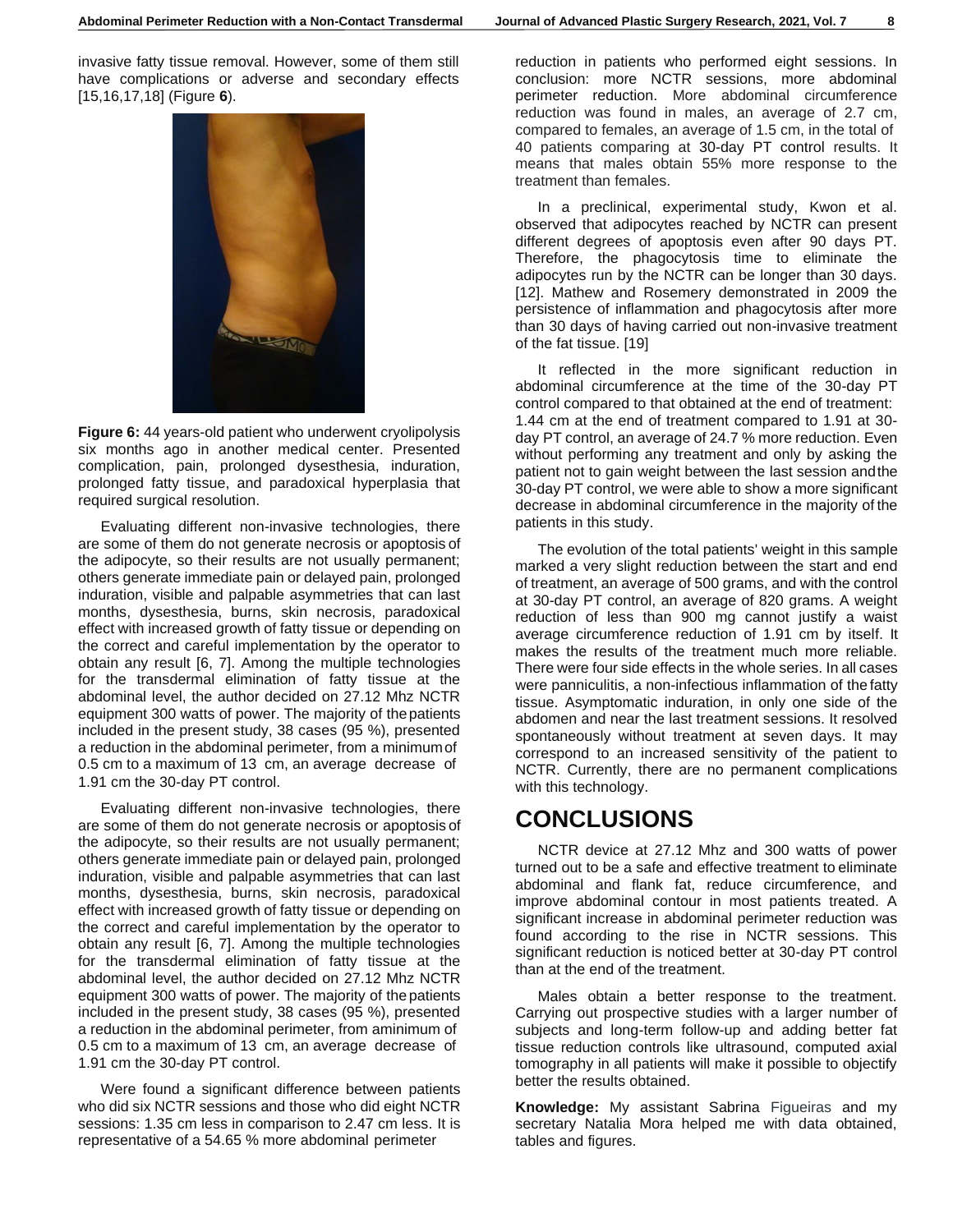invasive fatty tissue removal. However, some of them still have complications or adverse and secondary effects [15,16,17,18] (Figure **6**).

**Figure 6:** 44 years-old patient who underwent cryolipolysis six months ago in another medical center. Presented complication, pain, prolonged dysesthesia, induration, prolonged fatty tissue, and paradoxical hyperplasia that required surgical resolution.

Evaluating different non-invasive technologies, there are some of them do not generate necrosis or apoptosis of the adipocyte, so their results are not usually permanent; others generate immediate pain or delayed pain, prolonged induration, visible and palpable asymmetries that can last months, dysesthesia, burns, skin necrosis, paradoxical effect with increased growth of fatty tissue or depending on the correct and careful implementation by the operator to obtain any result [6, 7]. Among the multiple technologies for the transdermal elimination of fatty tissue at the abdominal level, the author decided on 27.12 Mhz NCTR equipment 300 watts of power. The majority of the patients included in the present study, 38 cases (95 %), presented a reduction in the abdominal perimeter, from a minimum of 0.5 cm to a maximum of 13 cm, an average decrease of 1.91 cm the 30-day PT control.

Evaluating different non-invasive technologies, there are some of them do not generate necrosis or apoptosis of the adipocyte, so their results are not usually permanent; others generate immediate pain or delayed pain, prolonged induration, visible and palpable asymmetries that can last months, dysesthesia, burns, skin necrosis, paradoxical effect with increased growth of fatty tissue or depending on the correct and careful implementation by the operator to obtain any result [6, 7]. Among the multiple technologies for the transdermal elimination of fatty tissue at the abdominal level, the author decided on 27.12 Mhz NCTR equipment 300 watts of power. The majority of the patients included in the present study, 38 cases (95 %), presented a reduction in the abdominal perimeter, from aminimum of 0.5 cm to a maximum of 13 cm, an average decrease of 1.91 cm the 30-day PT control.

Were found a significant difference between patients who did six NCTR sessions and those who did eight NCTR sessions: 1.35 cm less in comparison to 2.47 cm less. It is representative of a 54.65 % more abdominal perimeter reduction in patients who performed eight sessions. In conclusion: more NCTR sessions, more abdominal perimeter reduction. More abdominal circumference reduction was found in males, an average of 2.7 cm, compared to females, an average of 1.5 cm, in the total of 40 patients comparing at 30-day PT control results. It means that males obtain 55% more response to the treatment than females.

In a preclinical, experimental study, Kwon et al. observed that adipocytes reached by NCTR can present different degrees of apoptosis even after 90 days PT. Therefore, the phagocytosis time to eliminate the adipocytes run by the NCTR can be longer than 30 days. [12]. Mathew and Rosemery demonstrated in 2009 the persistence of inflammation and phagocytosis after more than 30 days of having carried out non-invasive treatment of the fat tissue. [19]

It reflected in the more significant reduction in abdominal circumference at the time of the 30-day PT control compared to that obtained at the end of treatment: 1.44 cm at the end of treatment compared to 1.91 at 30-day PT control, an average of 24.7 % more reduction. Even without performing any treatment and only by asking the patient not to gain weight between the last session and the 30-day PT control, we were able to show a more significant decrease in abdominal circumference in the majority of the patients in this study.

The evolution of the total patients' weight in this sample marked a very slight reduction between the start and end of treatment, an average of 500 grams, and with the control at 30-day PT control, an average of 820 grams. A weight reduction of less than 900 mg cannot justify a waist average circumference reduction of 1.91 cm by itself. It makes the results of the treatment much more reliable. There were four side effects in the whole series. In all cases were panniculitis, a non-infectious inflammation of the fatty tissue. Asymptomatic induration, in only one side of the abdomen and near the last treatment sessions. It resolved spontaneously without treatment at seven days. It may correspond to an increased sensitivity of the patient to NCTR. Currently, there are no permanent complications with this technology.

# CONCLUSIONS

NCTR device at 27.12 Mhz and 300 watts of power turned out to be a safe and effective treatment to eliminate abdominal and flank fat, reduce circumference, and improve abdominal contour in most patients treated. A significant increase in abdominal perimeter reduction was found according to the rise in NCTR sessions. This significant reduction is noticed better at 30-day PT control than at the end of the treatment.

Males obtain a better response to the treatment. Carrying out prospective studies with a larger number of subjects and long-term follow-up and adding better fat tissue reduction controls like ultrasound, computed axial tomography in all patients will make it possible to objectify better the results obtained.

**Knowledge:** My assistant Sabrina Figueiras and my secretary Natalia Mora helped me with data obtained, tables and figures.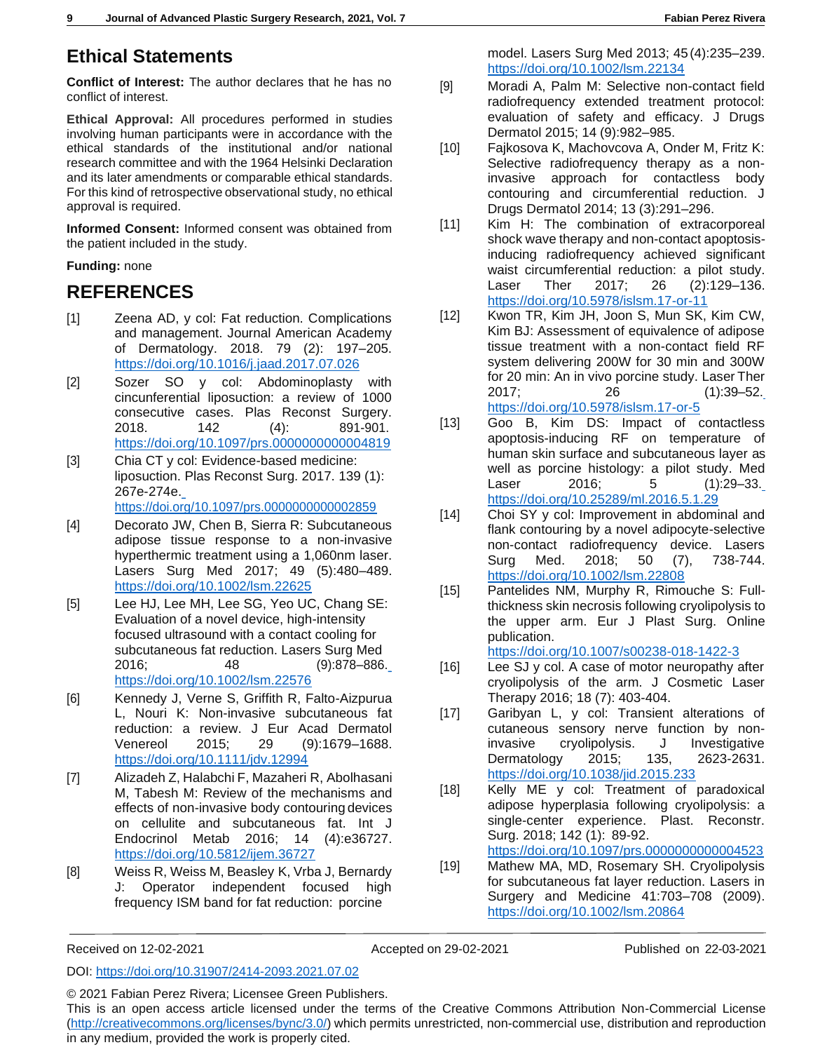## Ethical Statements

**Conflict of Interest:** The author declares that he has no conflict of interest.

**Ethical Approval:** All procedures performed in studies involving human participants were in accordance with the ethical standards of the institutional and/or national research committee and with the 1964 Helsinki Declaration and its later amendments or comparable ethical standards. For this kind of retrospective observational study, no ethical approval is required.

**Informed Consent:** Informed consent was obtained from the patient included in the study.

**Funding:** none

## REFERENCES

[1] Zeena AD, y col: Fat reduction. Complications and management. Journal American Academy of Dermatology. 2018. 79 (2): 197–205. https://doi.org/10.1016/j.jaad.2017.07.026

[2] Sozer SO y col: Abdominoplasty with cincunferential liposuction: a review of 1000 consecutive cases. Plas Reconst Surgery. 2018. 142 (4): 891-901. https://doi.org/10.1097/prs.0000000000004819

[3] Chia CT y col: Evidence-based medicine: liposuction. Plas Reconst Surg. 2017. 139 (1): 267e-274e. https://doi.org/10.1097/prs.0000000000002859

[4] Decorato JW, Chen B, Sierra R: Subcutaneous adipose tissue response to a non-invasive hyperthermic treatment using a 1,060nm laser. Lasers Surg Med 2017; 49 (5):480–489. https://doi.org/10.1002/lsm.22625

[5] Lee HJ, Lee MH, Lee SG, Yeo UC, Chang SE: Evaluation of a novel device, high-intensity focused ultrasound with a contact cooling for subcutaneous fat reduction. Lasers Surg Med 2016; 48 (9):878–886. https://doi.org/10.1002/lsm.22576

[6] Kennedy J, Verne S, Griffith R, Falto-Aizpurua L, Nouri K: Non-invasive subcutaneous fat reduction: a review. J Eur Acad Dermatol Venereol 2015; 29 (9):1679–1688. https://doi.org/10.1111/jdv.12994

[7] Alizadeh Z, Halabchi F, Mazaheri R, Abolhasani M, Tabesh M: Review of the mechanisms and effects of non-invasive body contouring devices on cellulite and subcutaneous fat. Int J Endocrinol Metab 2016; 14 (4):e36727. https://doi.org/10.5812/ijem.36727

[8] Weiss R, Weiss M, Beasley K, Vrba J, Bernardy J: Operator independent focused high frequency ISM band for fat reduction: porcine model. Lasers Surg Med 2013; 45 (4):235–239. https://doi.org/10.1002/lsm.22134

[9] Moradi A, Palm M: Selective non-contact field radiofrequency extended treatment protocol: evaluation of safety and efficacy. J Drugs Dermatol 2015; 14 (9):982–985.

[10] Fajkosova K, Machovcova A, Onder M, Fritz K: Selective radiofrequency therapy as a non-invasive approach for contactless body contouring and circumferential reduction. J Drugs Dermatol 2014; 13 (3):291–296.

[11] Kim H: The combination of extracorporeal shock wave therapy and non-contact apoptosis-inducing radiofrequency achieved significant waist circumferential reduction: a pilot study. Laser Ther 2017; 26 (2):129–136. https://doi.org/10.5978/islsm.17-or-11

[12] Kwon TR, Kim JH, Joon S, Mun SK, Kim CW, Kim BJ: Assessment of equivalence of adipose tissue treatment with a non-contact field RF system delivering 200W for 30 min and 300W for 20 min: An in vivo porcine study. Laser Ther 2017; 26 (1):39–52. https://doi.org/10.5978/islsm.17-or-5

[13] Goo B, Kim DS: Impact of contactless apoptosis-inducing RF on temperature of human skin surface and subcutaneous layer as well as porcine histology: a pilot study. Med Laser 2016; 5 (1):29–33. https://doi.org/10.25289/ml.2016.5.1.29

[14] Choi SY y col: Improvement in abdominal and flank contouring by a novel adipocyte-selective non-contact radiofrequency device. Lasers Surg Med. 2018; 50 (7), 738-744. https://doi.org/10.1002/lsm.22808

[15] Pantelides NM, Murphy R, Rimouche S: Full-thickness skin necrosis following cryolipolysis to the upper arm. Eur J Plast Surg. Online publication. https://doi.org/10.1007/s00238-018-1422-3

[16] Lee SJ y col. A case of motor neuropathy after cryolipolysis of the arm. J Cosmetic Laser Therapy 2016; 18 (7): 403-404.

[17] Garibyan L, y col: Transient alterations of cutaneous sensory nerve function by non-invasive cryolipolysis. J Investigative Dermatology 2015; 135, 2623-2631. https://doi.org/10.1038/jid.2015.233

[18] Kelly ME y col: Treatment of paradoxical adipose hyperplasia following cryolipolysis: a single-center experience. Plast. Reconstr. Surg. 2018; 142 (1): 89-92. https://doi.org/10.1097/prs.0000000000004523

[19] Mathew MA, MD, Rosemary SH. Cryolipolysis for subcutaneous fat layer reduction. Lasers in Surgery and Medicine 41:703–708 (2009). https://doi.org/10.1002/lsm.20864

Received on 12-02-2021 Accepted on 29-02-2021 Published on 22-03-2021

DOI: https://doi.org/10.31907/2414-2093.2021.07.02

© 2021 Fabian Perez Rivera; Licensee Green Publishers.

This is an open access article licensed under the terms of the Creative Commons Attribution Non-Commercial License (http://creativecommons.org/licenses/bync/3.0/) which permits unrestricted, non-commercial use, distribution and reproduction in any medium, provided the work is properly cited.